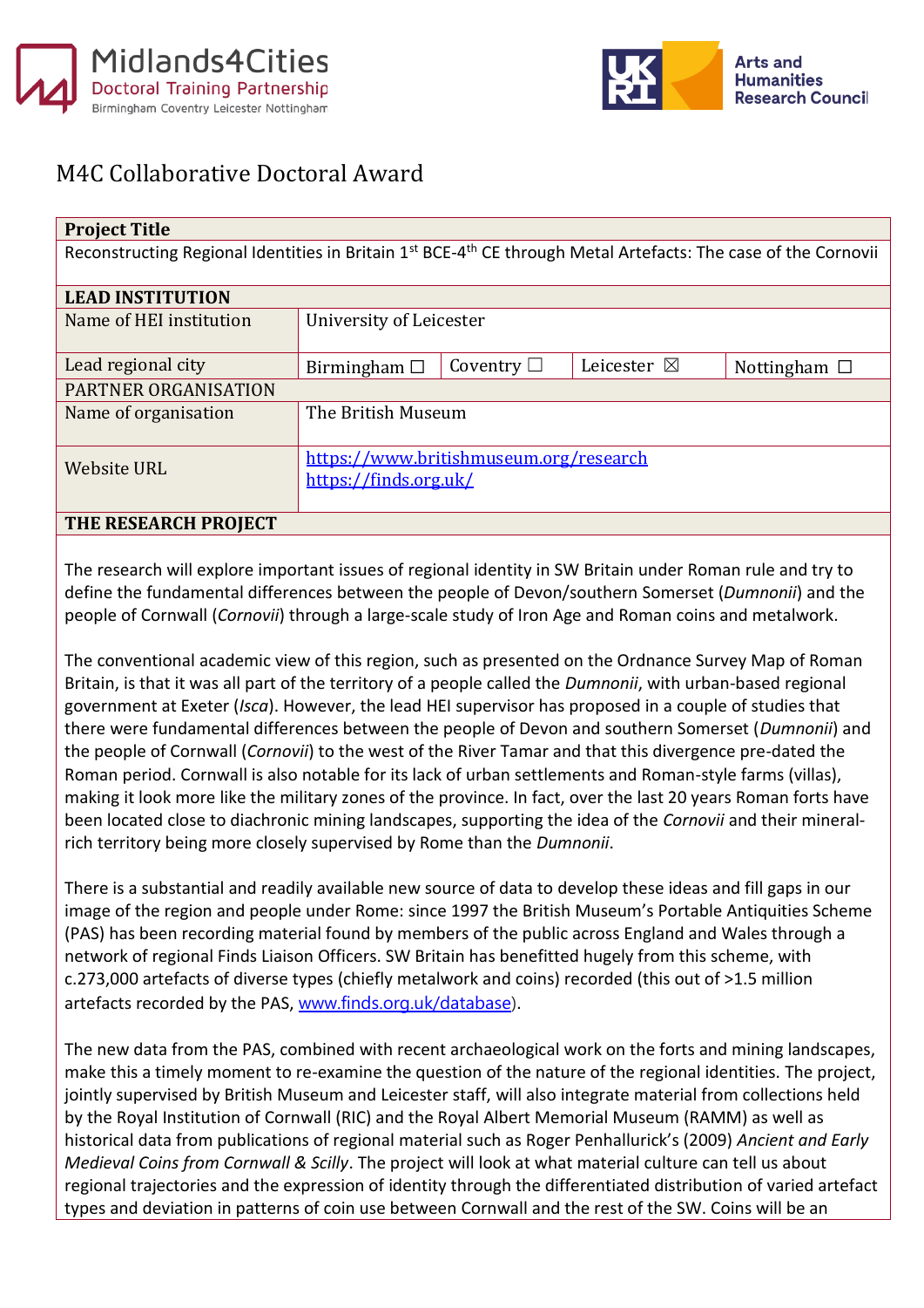# M4C Collaborative Doctoral Award

| **Project Title** | | | | |
|---|---|---|---|---|
| Reconstructing Regional Identities in Britain 1st BCE-4th CE through Metal Artefacts: The case of the Cornovii | | | | |
| **LEAD INSTITUTION** | | | | |
| Name of HEI institution | University of Leicester | | | |
| Lead regional city | Birmingham ☐ | Coventry ☐ | Leicester ☒ | Nottingham ☐ |
| PARTNER ORGANISATION | | | | |
| Name of organisation | The British Museum | | | |
| Website URL | https://www.britishmuseum.org/research<br>https://finds.org.uk/ | | | |

## THE RESEARCH PROJECT

The research will explore important issues of regional identity in SW Britain under Roman rule and try to define the fundamental differences between the people of Devon/southern Somerset (*Dumnonii*) and the people of Cornwall (*Cornovii*) through a large-scale study of Iron Age and Roman coins and metalwork.

The conventional academic view of this region, such as presented on the Ordnance Survey Map of Roman Britain, is that it was all part of the territory of a people called the *Dumnonii*, with urban-based regional government at Exeter (*Isca*). However, the lead HEI supervisor has proposed in a couple of studies that there were fundamental differences between the people of Devon and southern Somerset (*Dumnonii*) and the people of Cornwall (*Cornovii*) to the west of the River Tamar and that this divergence pre-dated the Roman period. Cornwall is also notable for its lack of urban settlements and Roman-style farms (villas), making it look more like the military zones of the province. In fact, over the last 20 years Roman forts have been located close to diachronic mining landscapes, supporting the idea of the *Cornovii* and their mineral-rich territory being more closely supervised by Rome than the *Dumnonii*.

There is a substantial and readily available new source of data to develop these ideas and fill gaps in our image of the region and people under Rome: since 1997 the British Museum's Portable Antiquities Scheme (PAS) has been recording material found by members of the public across England and Wales through a network of regional Finds Liaison Officers. SW Britain has benefitted hugely from this scheme, with c.273,000 artefacts of diverse types (chiefly metalwork and coins) recorded (this out of >1.5 million artefacts recorded by the PAS, www.finds.org.uk/database).

The new data from the PAS, combined with recent archaeological work on the forts and mining landscapes, make this a timely moment to re-examine the question of the nature of the regional identities. The project, jointly supervised by British Museum and Leicester staff, will also integrate material from collections held by the Royal Institution of Cornwall (RIC) and the Royal Albert Memorial Museum (RAMM) as well as historical data from publications of regional material such as Roger Penhallurick's (2009) *Ancient and Early Medieval Coins from Cornwall & Scilly*. The project will look at what material culture can tell us about regional trajectories and the expression of identity through the differentiated distribution of varied artefact types and deviation in patterns of coin use between Cornwall and the rest of the SW. Coins will be an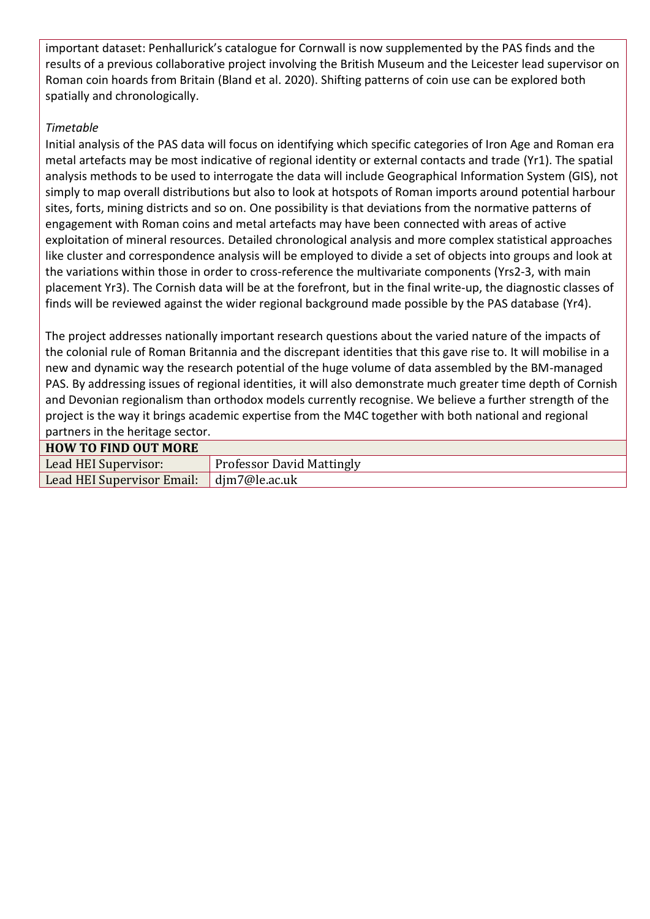important dataset: Penhallurick's catalogue for Cornwall is now supplemented by the PAS finds and the results of a previous collaborative project involving the British Museum and the Leicester lead supervisor on Roman coin hoards from Britain (Bland et al. 2020). Shifting patterns of coin use can be explored both spatially and chronologically.

*Timetable*

Initial analysis of the PAS data will focus on identifying which specific categories of Iron Age and Roman era metal artefacts may be most indicative of regional identity or external contacts and trade (Yr1). The spatial analysis methods to be used to interrogate the data will include Geographical Information System (GIS), not simply to map overall distributions but also to look at hotspots of Roman imports around potential harbour sites, forts, mining districts and so on. One possibility is that deviations from the normative patterns of engagement with Roman coins and metal artefacts may have been connected with areas of active exploitation of mineral resources. Detailed chronological analysis and more complex statistical approaches like cluster and correspondence analysis will be employed to divide a set of objects into groups and look at the variations within those in order to cross-reference the multivariate components (Yrs2-3, with main placement Yr3). The Cornish data will be at the forefront, but in the final write-up, the diagnostic classes of finds will be reviewed against the wider regional background made possible by the PAS database (Yr4).

The project addresses nationally important research questions about the varied nature of the impacts of the colonial rule of Roman Britannia and the discrepant identities that this gave rise to. It will mobilise in a new and dynamic way the research potential of the huge volume of data assembled by the BM-managed PAS. By addressing issues of regional identities, it will also demonstrate much greater time depth of Cornish and Devonian regionalism than orthodox models currently recognise. We believe a further strength of the project is the way it brings academic expertise from the M4C together with both national and regional partners in the heritage sector.

| **HOW TO FIND OUT MORE** | |
|---|---|
| Lead HEI Supervisor: | Professor David Mattingly |
| Lead HEI Supervisor Email: | djm7@le.ac.uk |